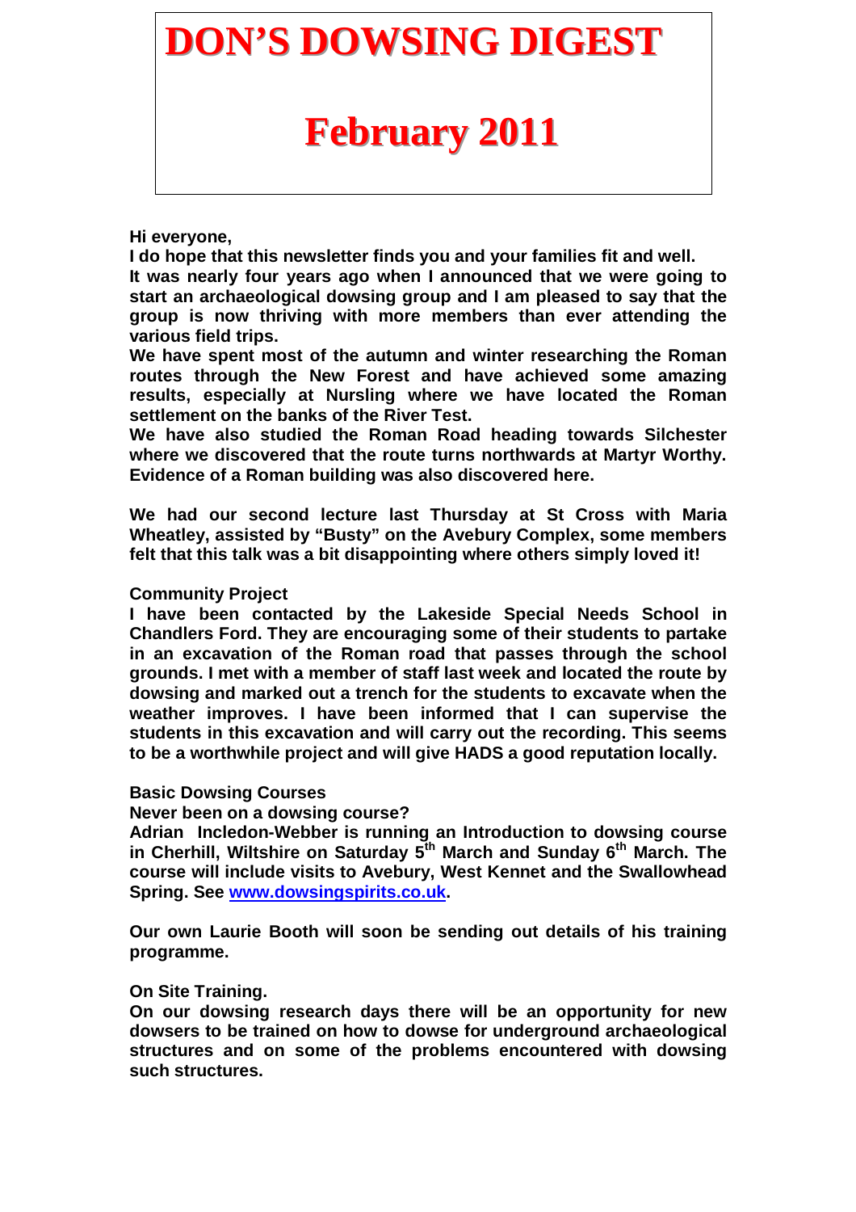# DON'S DOWSING DIGEST

# February 2011

**Hi everyone,**

**I do hope that this newsletter finds you and your families fit and well.**

**It was nearly four years ago when I announced that we were going to start an archaeological dowsing group and I am pleased to say that the group is now thriving with more members than ever attending the various field trips.**

**We have spent most of the autumn and winter researching the Roman routes through the New Forest and have achieved some amazing results, especially at Nursling where we have located the Roman settlement on the banks of the River Test.**

**We have also studied the Roman Road heading towards Silchester where we discovered that the route turns northwards at Martyr Worthy. Evidence of a Roman building was also discovered here.**

**We had our second lecture last Thursday at St Cross with Maria Wheatley, assisted by "Busty" on the Avebury Complex, some members felt that this talk was a bit disappointing where others simply loved it!**

**Community Project**

**I have been contacted by the Lakeside Special Needs School in Chandlers Ford. They are encouraging some of their students to partake in an excavation of the Roman road that passes through the school grounds. I met with a member of staff last week and located the route by dowsing and marked out a trench for the students to excavate when the weather improves. I have been informed that I can supervise the students in this excavation and will carry out the recording. This seems to be a worthwhile project and will give HADS a good reputation locally.**

**Basic Dowsing Courses**

**Never been on a dowsing course?**

**Adrian Incledon-Webber is running an Introduction to dowsing course in Cherhill, Wiltshire on Saturday 5th March and Sunday 6th March. The course will include visits to Avebury, West Kennet and the Swallowhead Spring. See [www.dowsingspirits.co.uk](http://www.dowsingspirits.co.uk).**

**Our own Laurie Booth will soon be sending out details of his training programme.**

**On Site Training.**

**On our dowsing research days there will be an opportunity for new dowsers to be trained on how to dowse for underground archaeological structures and on some of the problems encountered with dowsing such structures.**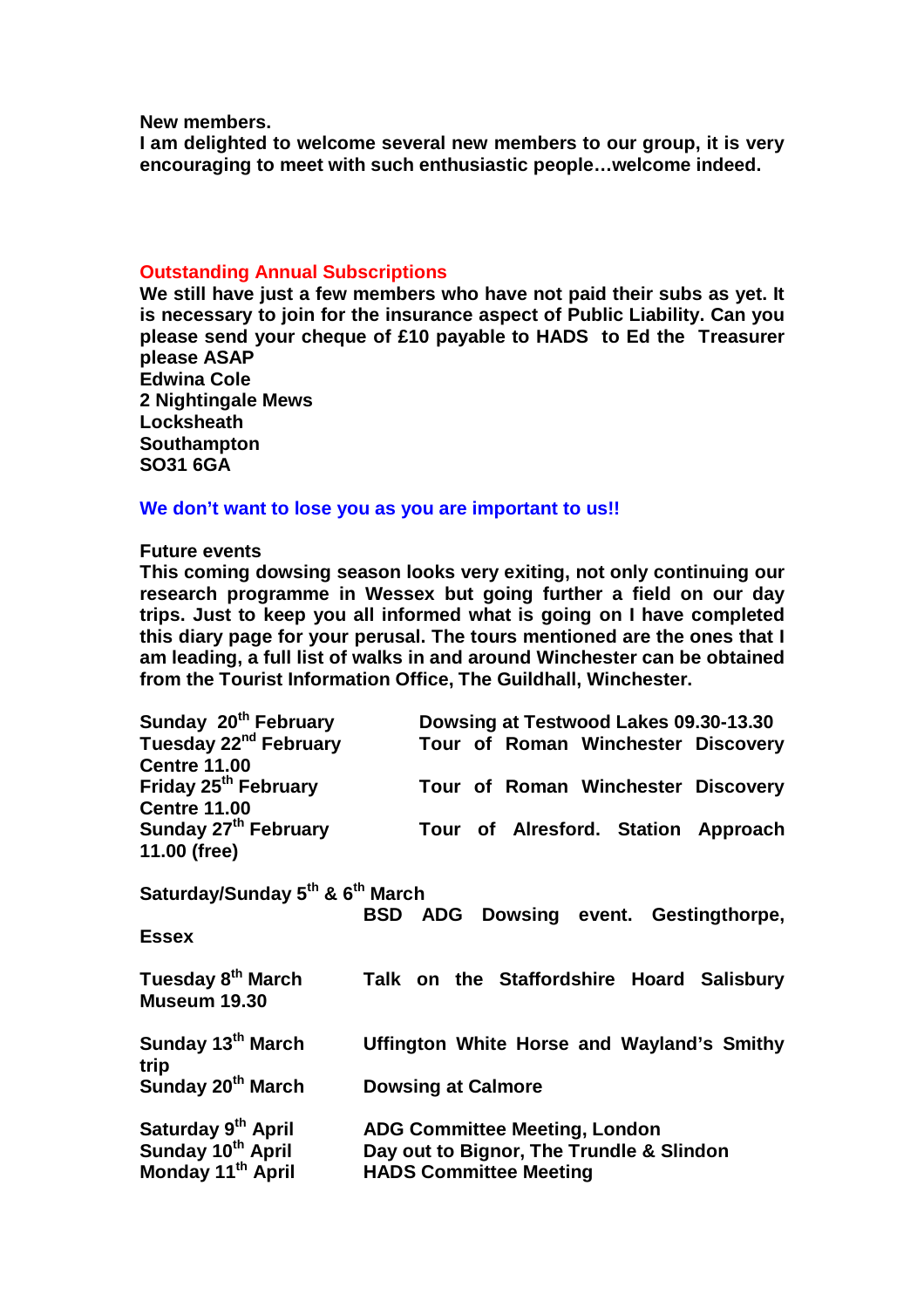**New members.**
**I am delighted to welcome several new members to our group, it is very encouraging to meet with such enthusiastic people…welcome indeed.**

**Outstanding Annual Subscriptions**

**We still have just a few members who have not paid their subs as yet. It is necessary to join for the insurance aspect of Public Liability. Can you please send your cheque of £10 payable to HADS to Ed the Treasurer please ASAP**
**Edwina Cole**
**2 Nightingale Mews**
**Locksheath**
**Southampton**
**SO31 6GA**

**We don't want to lose you as you are important to us!!**

**Future events**
**This coming dowsing season looks very exiting, not only continuing our research programme in Wessex but going further a field on our day trips. Just to keep you all informed what is going on I have completed this diary page for your perusal. The tours mentioned are the ones that I am leading, a full list of walks in and around Winchester can be obtained from the Tourist Information Office, The Guildhall, Winchester.**

| | |
|---|---|
| **Sunday 20th February** | **Dowsing at Testwood Lakes 09.30-13.30** |
| **Tuesday 22nd February** | **Tour of Roman Winchester Discovery Centre 11.00** |
| **Friday 25th February** | **Tour of Roman Winchester Discovery Centre 11.00** |
| **Sunday 27th February** | **Tour of Alresford. Station Approach 11.00 (free)** |
| **Saturday/Sunday 5th & 6th March** | **BSD ADG Dowsing event. Gestingthorpe, Essex** |
| **Tuesday 8th March** | **Talk on the Staffordshire Hoard Salisbury Museum 19.30** |
| **Sunday 13th March** | **Uffington White Horse and Wayland's Smithy trip** |
| **Sunday 20th March** | **Dowsing at Calmore** |
| **Saturday 9th April** | **ADG Committee Meeting, London** |
| **Sunday 10th April** | **Day out to Bignor, The Trundle & Slindon** |
| **Monday 11th April** | **HADS Committee Meeting** |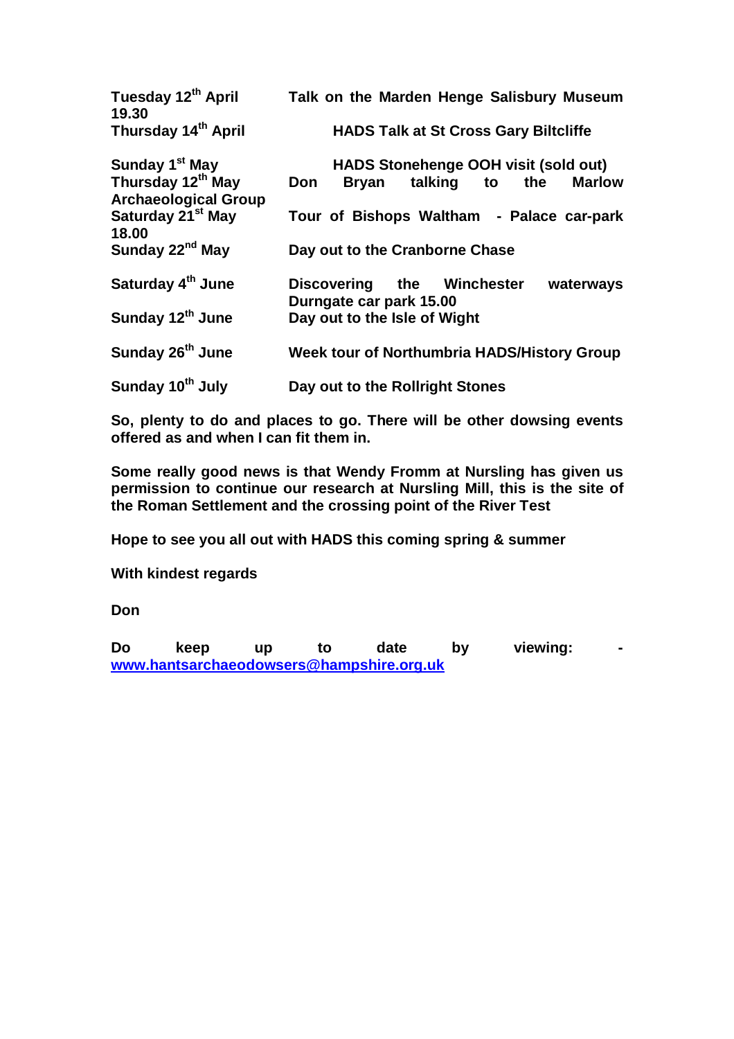| | |
|---|---|
| **Tuesday 12th April 19.30** | **Talk on the Marden Henge Salisbury Museum** |
| **Thursday 14th April** | **HADS Talk at St Cross Gary Biltcliffe** |
| **Sunday 1st May** | **HADS Stonehenge OOH visit (sold out)** |
| **Thursday 12th May** | **Don Bryan talking to the Marlow Archaeological Group** |
| **Saturday 21st May 18.00** | **Tour of Bishops Waltham - Palace car-park** |
| **Sunday 22nd May** | **Day out to the Cranborne Chase** |
| **Saturday 4th June** | **Discovering the Winchester waterways Durngate car park 15.00** |
| **Sunday 12th June** | **Day out to the Isle of Wight** |
| **Sunday 26th June** | **Week tour of Northumbria HADS/History Group** |
| **Sunday 10th July** | **Day out to the Rollright Stones** |

**So, plenty to do and places to go. There will be other dowsing events offered as and when I can fit them in.**

**Some really good news is that Wendy Fromm at Nursling has given us permission to continue our research at Nursling Mill, this is the site of the Roman Settlement and the crossing point of the River Test**

**Hope to see you all out with HADS this coming spring & summer**

**With kindest regards**

**Don**

**Do keep up to date by viewing: - www.hantsarchaeodowsers@hampshire.org.uk**